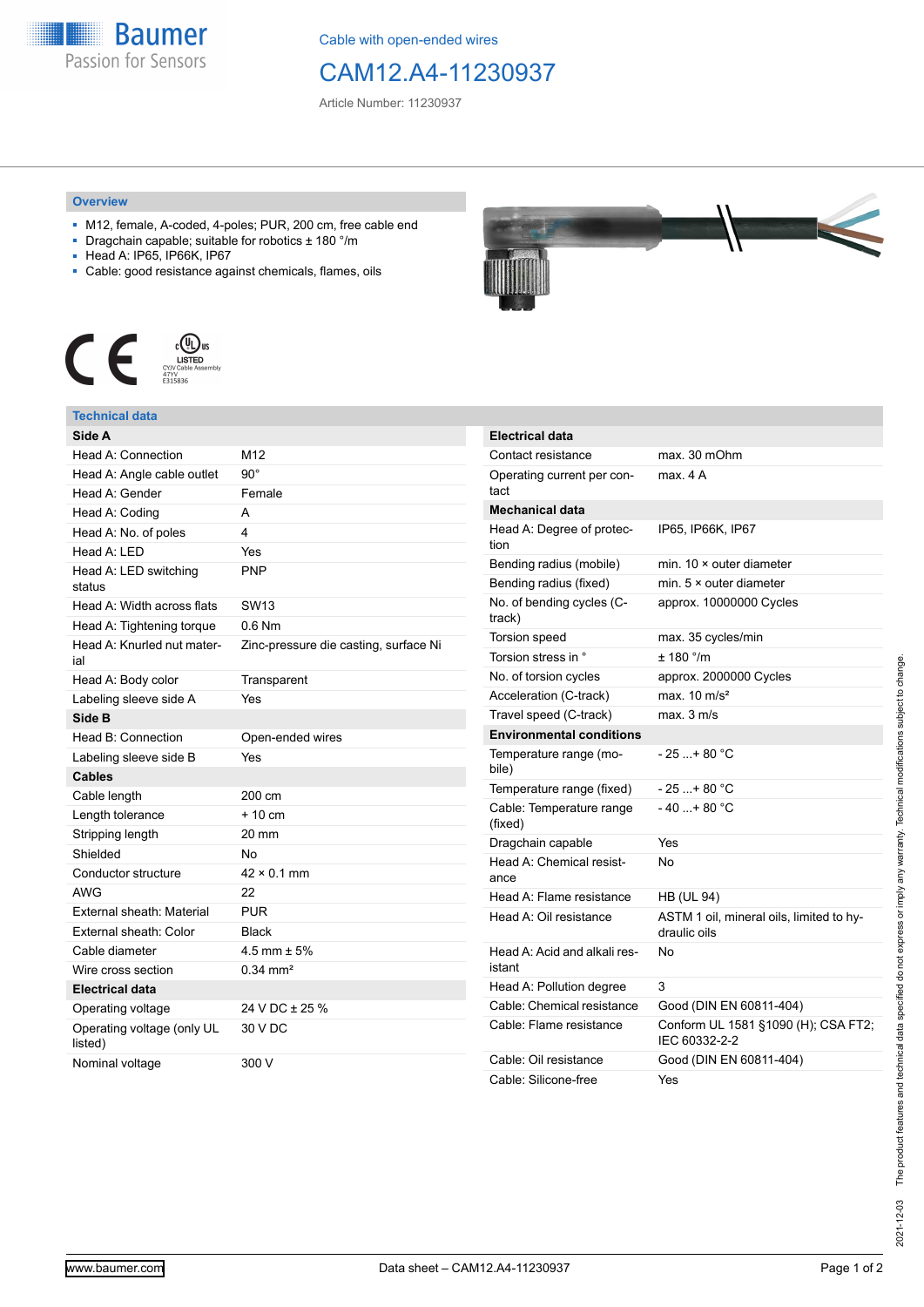Cable with open-ended wires

# CAM12.A4-11230937

Article Number: 11230937

## Overview

- M12, female, A-coded, 4-poles; PUR, 200 cm, free cable end
- Dragchain capable; suitable for robotics ± 180 °/m
- Head A: IP65, IP66K, IP67
- Cable: good resistance against chemicals, flames, oils

## Technical data

| **Side A** | |
|---|---|
| Head A: Connection | M12 |
| Head A: Angle cable outlet | 90° |
| Head A: Gender | Female |
| Head A: Coding | A |
| Head A: No. of poles | 4 |
| Head A: LED | Yes |
| Head A: LED switching status | PNP |
| Head A: Width across flats | SW13 |
| Head A: Tightening torque | 0.6 Nm |
| Head A: Knurled nut material | Zinc-pressure die casting, surface Ni |
| Head A: Body color | Transparent |
| Labeling sleeve side A | Yes |
| **Side B** | |
| Head B: Connection | Open-ended wires |
| Labeling sleeve side B | Yes |
| **Cables** | |
| Cable length | 200 cm |
| Length tolerance | + 10 cm |
| Stripping length | 20 mm |
| Shielded | No |
| Conductor structure | 42 × 0.1 mm |
| AWG | 22 |
| External sheath: Material | PUR |
| External sheath: Color | Black |
| Cable diameter | 4.5 mm ± 5% |
| Wire cross section | 0.34 mm² |
| **Electrical data** | |
| Operating voltage | 24 V DC ± 25 % |
| Operating voltage (only UL listed) | 30 V DC |
| Nominal voltage | 300 V |

| **Electrical data** | |
|---|---|
| Contact resistance | max. 30 mOhm |
| Operating current per contact | max. 4 A |
| **Mechanical data** | |
| Head A: Degree of protection | IP65, IP66K, IP67 |
| Bending radius (mobile) | min. 10 × outer diameter |
| Bending radius (fixed) | min. 5 × outer diameter |
| No. of bending cycles (C-track) | approx. 10000000 Cycles |
| Torsion speed | max. 35 cycles/min |
| Torsion stress in ° | ± 180 °/m |
| No. of torsion cycles | approx. 2000000 Cycles |
| Acceleration (C-track) | max. 10 m/s² |
| Travel speed (C-track) | max. 3 m/s |
| **Environmental conditions** | |
| Temperature range (mobile) | - 25 ...+ 80 °C |
| Temperature range (fixed) | - 25 ...+ 80 °C |
| Cable: Temperature range (fixed) | - 40 ...+ 80 °C |
| Dragchain capable | Yes |
| Head A: Chemical resistance | No |
| Head A: Flame resistance | HB (UL 94) |
| Head A: Oil resistance | ASTM 1 oil, mineral oils, limited to hydraulic oils |
| Head A: Acid and alkali resistant | No |
| Head A: Pollution degree | 3 |
| Cable: Chemical resistance | Good (DIN EN 60811-404) |
| Cable: Flame resistance | Conform UL 1581 §1090 (H); CSA FT2; IEC 60332-2-2 |
| Cable: Oil resistance | Good (DIN EN 60811-404) |
| Cable: Silicone-free | Yes |

2021-12-03 The product features and technical data specified do not express or imply any warranty. Technical modifications subject to change.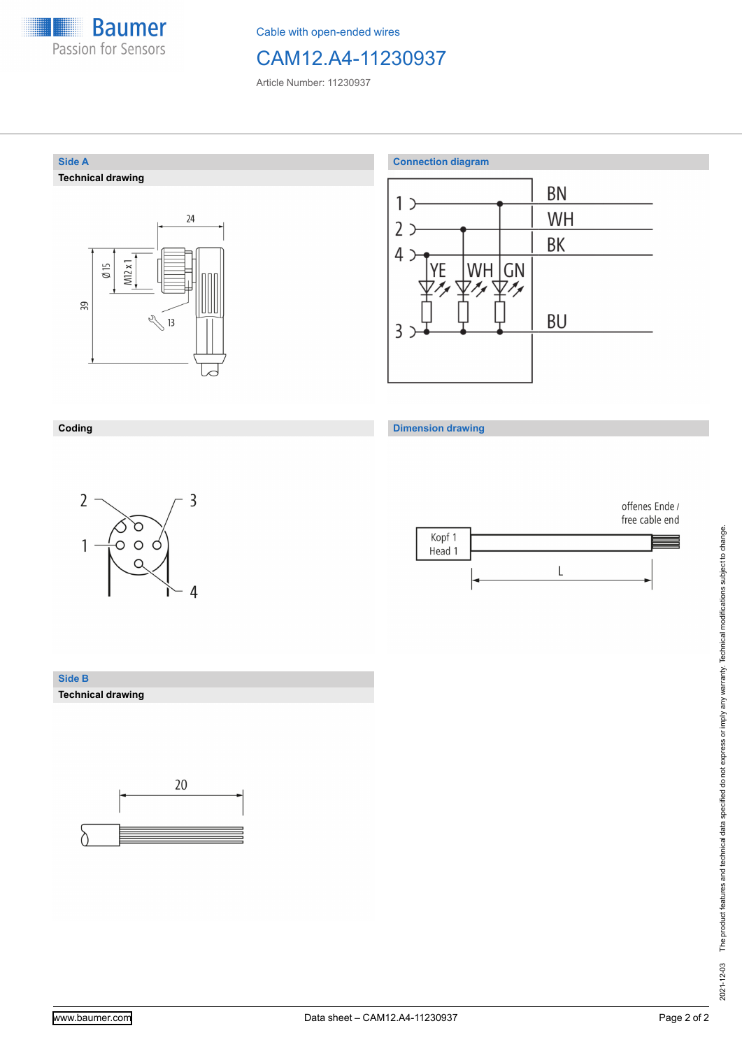Cable with open-ended wires

# CAM12.A4-11230937

Article Number: 11230937

## Side A

### Technical drawing

24

Ø15

M12 x 1

39

13

## Connection diagram

1
2
4
3

BN
WH
BK
BU

YE
WH
GN

### Coding

2
3
1
4

## Dimension drawing

offenes Ende / free cable end

Kopf 1
Head 1

L

## Side B

### Technical drawing

20

2021-12-03 The product features and technical data specified do not express or imply any warranty. Technical modifications subject to change.

www.baumer.com

Data sheet – CAM12.A4-11230937